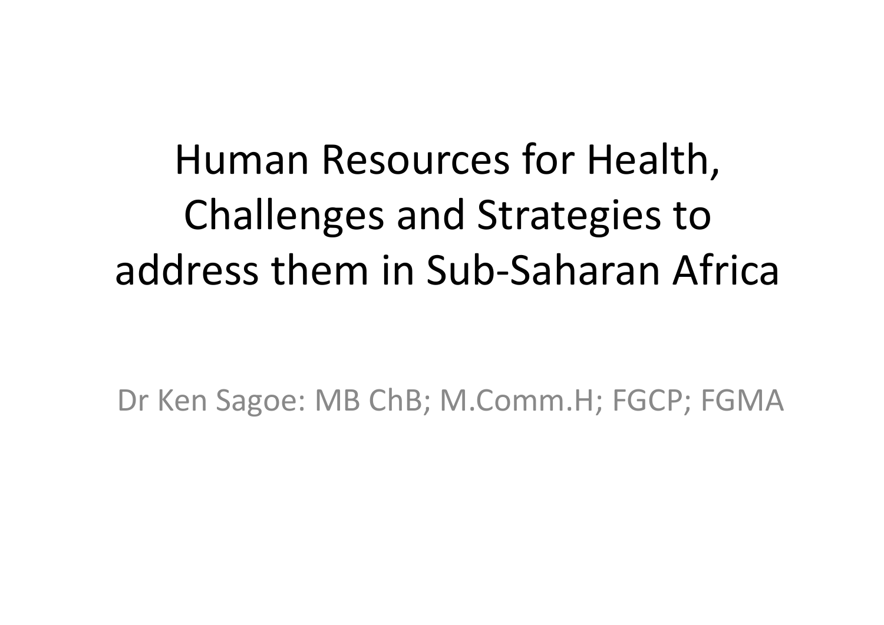# Human Resources for Health, Challenges and Strategies to address them in Sub-Saharan Africa

Dr Ken Sagoe: MB ChB; M.Comm.H; FGCP; FGMA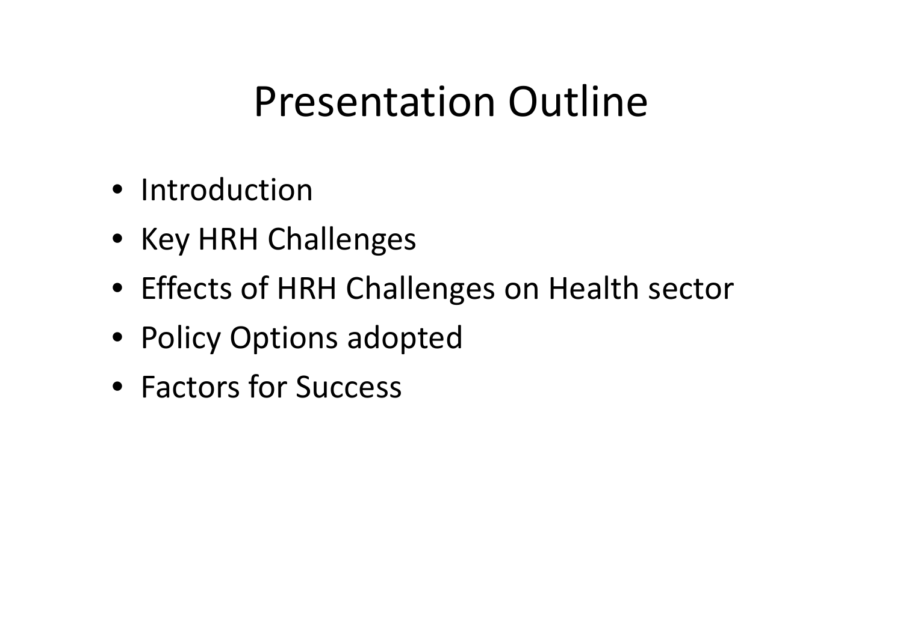# Presentation Outline

- Introduction
- Key HRH Challenges
- Effects of HRH Challenges on Health sector
- Policy Options adopted
- Factors for Success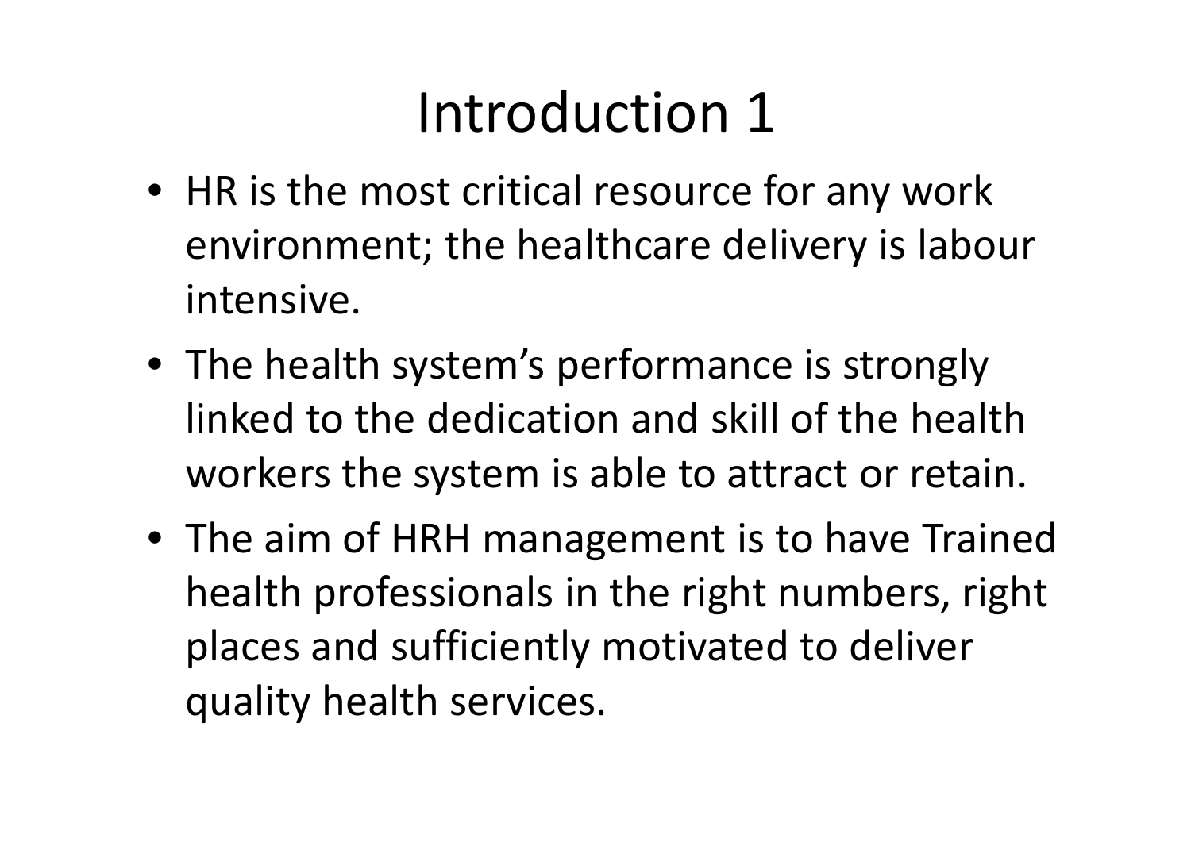# Introduction 1

- HR is the most critical resource for any work environment; the healthcare delivery is labour intensive.
- The health system's performance is strongly linked to the dedication and skill of the health workers the system is able to attract or retain.
- The aim of HRH management is to have Trained health professionals in the right numbers, right places and sufficiently motivated to deliver quality health services.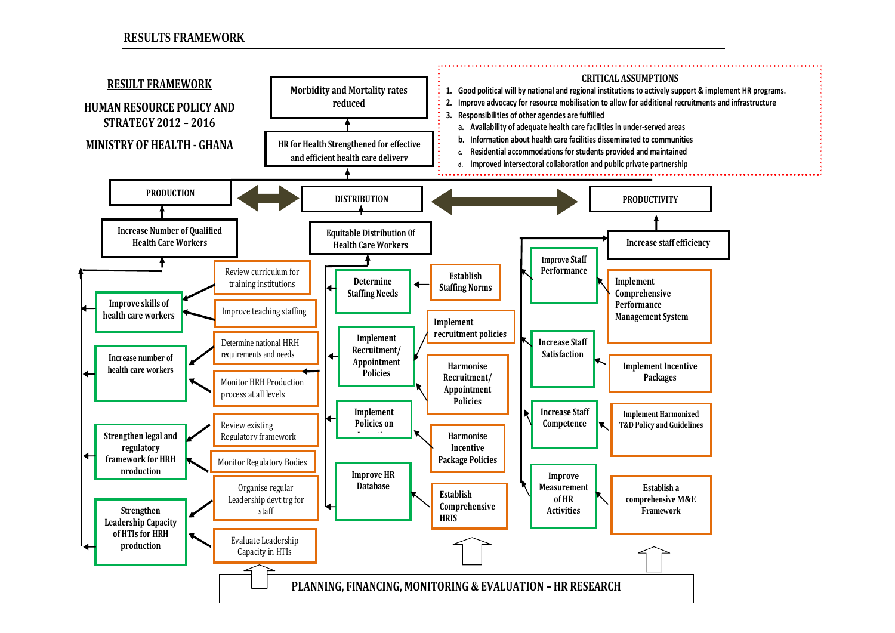## RESULTS FRAMEWORK

### RESULT FRAMEWORK

**HUMAN RESOURCE POLICY AND STRATEGY 2012 – 2016**

**MINISTRY OF HEALTH - GHANA**

**Morbidity and Mortality rates reduced**

↑

**HR for Health Strengthened for effective and efficient health care delivery**

**CRITICAL ASSUMPTIONS**

1. Good political will by national and regional institutions to actively support & implement HR programs.
2. Improve advocacy for resource mobilisation to allow for additional recruitments and infrastructure
3. Responsibilities of other agencies are fulfilled
   a. Availability of adequate health care facilities in under-served areas
   b. Information about health care facilities disseminated to communities
   c. Residential accommodations for students provided and maintained
   d. Improved intersectoral collaboration and public private partnership

**PRODUCTION** ⟷ **DISTRIBUTION** ⟷ **PRODUCTIVITY**

### PRODUCTION

**Increase Number of Qualified Health Care Workers**

- **Improve skills of health care workers**
  - Review curriculum for training institutions
  - Improve teaching staffing
- **Increase number of health care workers**
  - Determine national HRH requirements and needs
  - Monitor HRH Production process at all levels
- **Strengthen legal and regulatory framework for HRH production**
  - Review existing Regulatory framework
  - Monitor Regulatory Bodies
- **Strengthen Leadership Capacity of HTIs for HRH production**
  - Organise regular Leadership devt trg for staff
  - Evaluate Leadership Capacity in HTIs

### DISTRIBUTION

**Equitable Distribution Of Health Care Workers**

- **Determine Staffing Needs**
  - Establish Staffing Norms
- **Implement Recruitment/ Appointment Policies**
  - Implement recruitment policies
  - Harmonise Recruitment/ Appointment Policies
- **Implement Policies on Incentives**
  - Harmonise Incentive Package Policies
- **Improve HR Database**
  - Establish Comprehensive HRIS

### PRODUCTIVITY

**Increase staff efficiency**

- **Improve Staff Performance**
  - Implement Comprehensive Performance Management System
- **Increase Staff Satisfaction**
  - Implement Incentive Packages
- **Increase Staff Competence**
  - Implement Harmonized T&D Policy and Guidelines
- **Improve Measurement of HR Activities**
  - Establish a comprehensive M&E Framework

**PLANNING, FINANCING, MONITORING & EVALUATION – HR RESEARCH**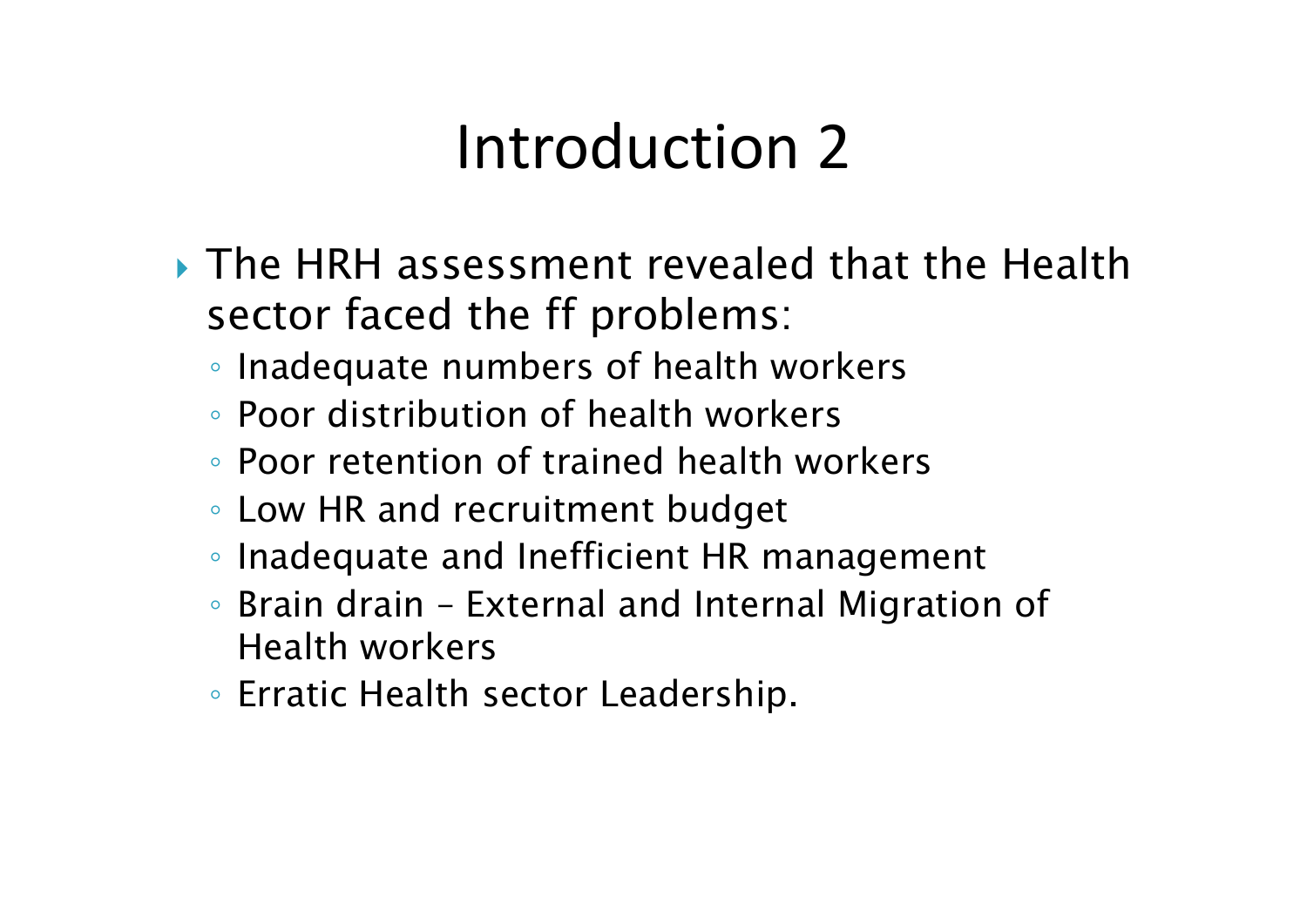# Introduction 2

- The HRH assessment revealed that the Health sector faced the ff problems:
  - Inadequate numbers of health workers
  - Poor distribution of health workers
  - Poor retention of trained health workers
  - Low HR and recruitment budget
  - Inadequate and Inefficient HR management
  - Brain drain – External and Internal Migration of Health workers
  - Erratic Health sector Leadership.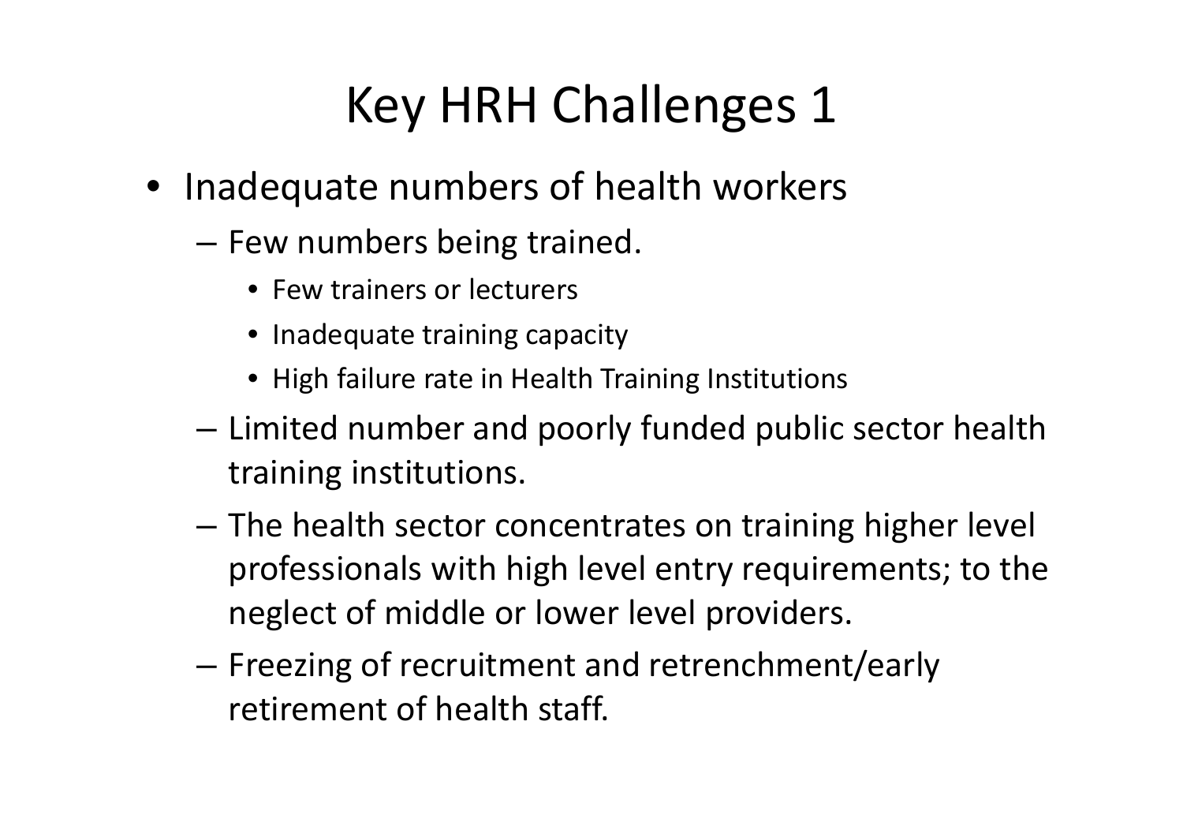# Key HRH Challenges 1

- Inadequate numbers of health workers
  - Few numbers being trained.
    - Few trainers or lecturers
    - Inadequate training capacity
    - High failure rate in Health Training Institutions
  - Limited number and poorly funded public sector health training institutions.
  - The health sector concentrates on training higher level professionals with high level entry requirements; to the neglect of middle or lower level providers.
  - Freezing of recruitment and retrenchment/early retirement of health staff.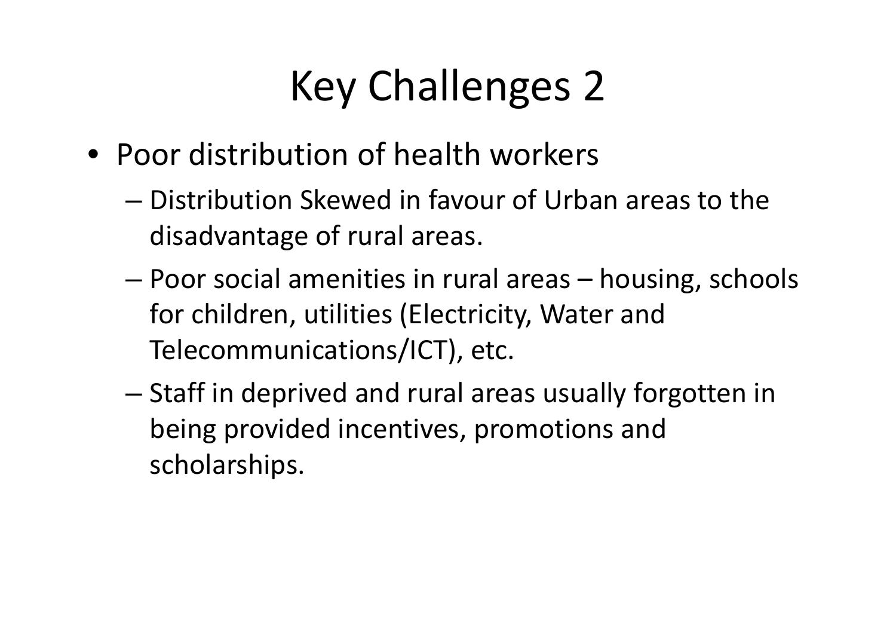# Key Challenges 2

- Poor distribution of health workers
  - Distribution Skewed in favour of Urban areas to the disadvantage of rural areas.
  - Poor social amenities in rural areas – housing, schools for children, utilities (Electricity, Water and Telecommunications/ICT), etc.
  - Staff in deprived and rural areas usually forgotten in being provided incentives, promotions and scholarships.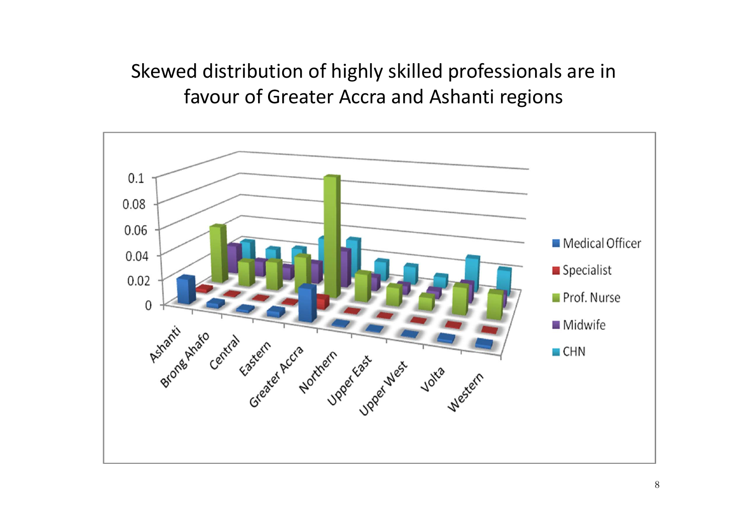# Skewed distribution of highly skilled professionals are in favour of Greater Accra and Ashanti regions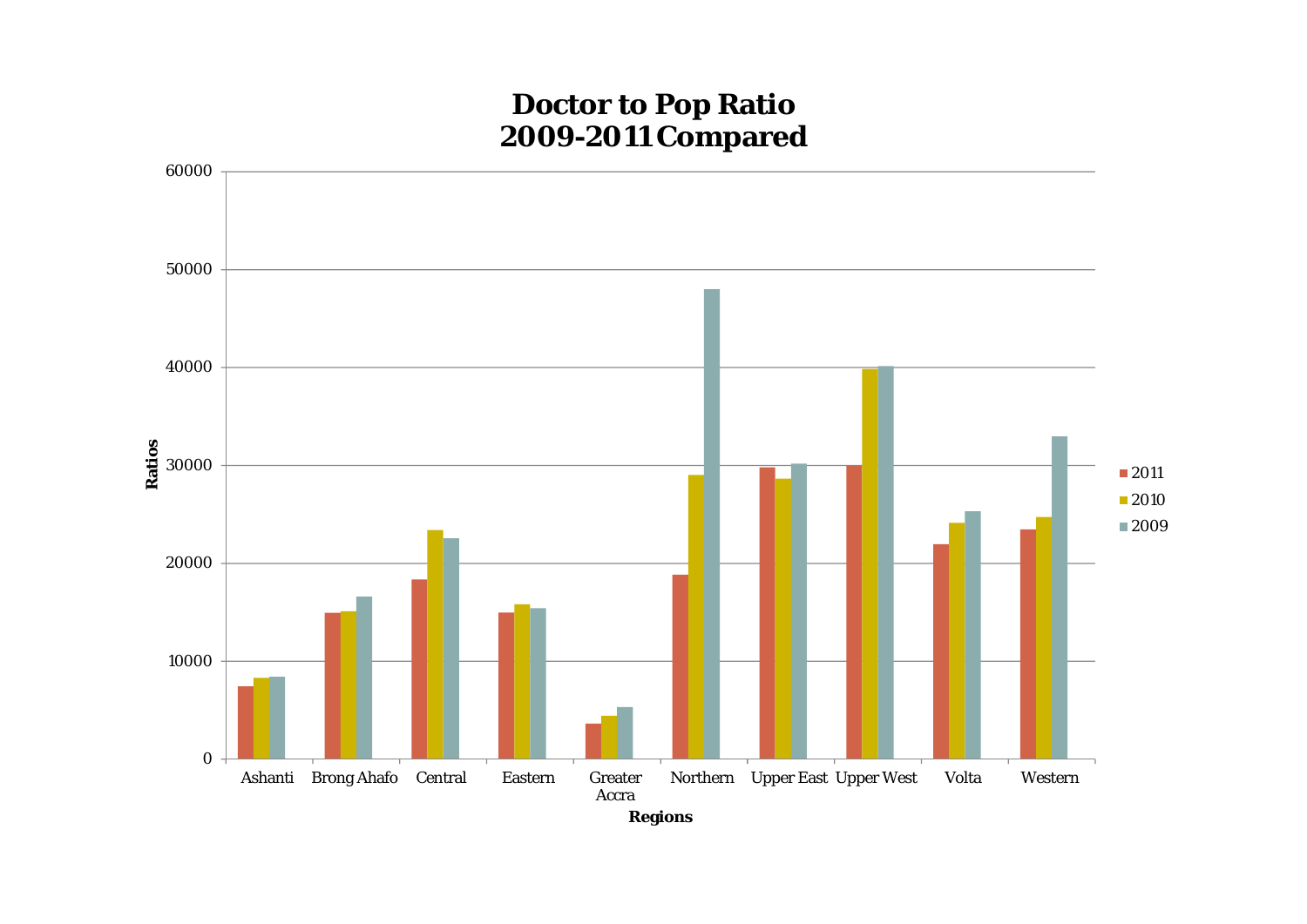**Doctor to Pop Ratio**
**2009-2011 Compared**

Ratios

60000
50000
40000
30000
20000
10000
0

Ashanti | Brong Ahafo | Central | Eastern | Greater Accra | Northern | Upper East | Upper West | Volta | Western

**Regions**

- 2011
- 2010
- 2009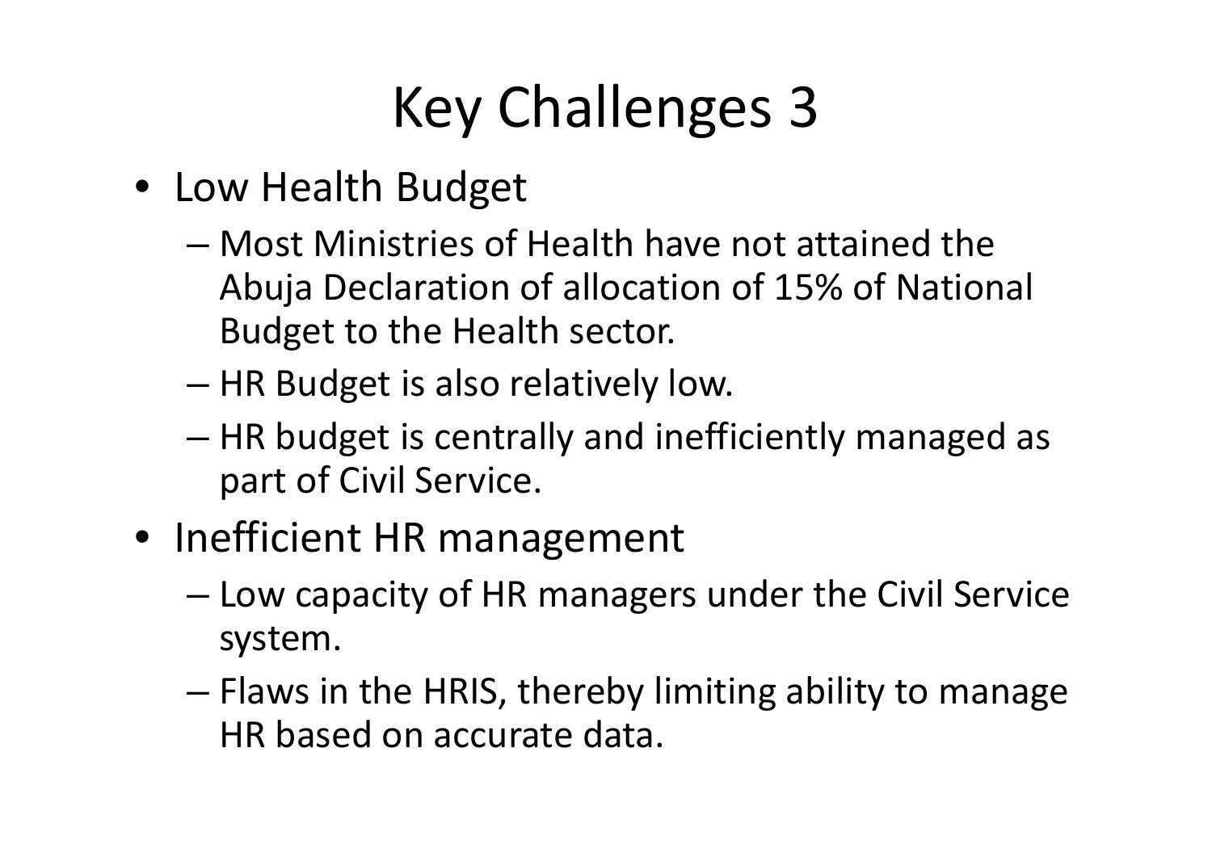# Key Challenges 3

- Low Health Budget
  - Most Ministries of Health have not attained the Abuja Declaration of allocation of 15% of National Budget to the Health sector.
  - HR Budget is also relatively low.
  - HR budget is centrally and inefficiently managed as part of Civil Service.
- Inefficient HR management
  - Low capacity of HR managers under the Civil Service system.
  - Flaws in the HRIS, thereby limiting ability to manage HR based on accurate data.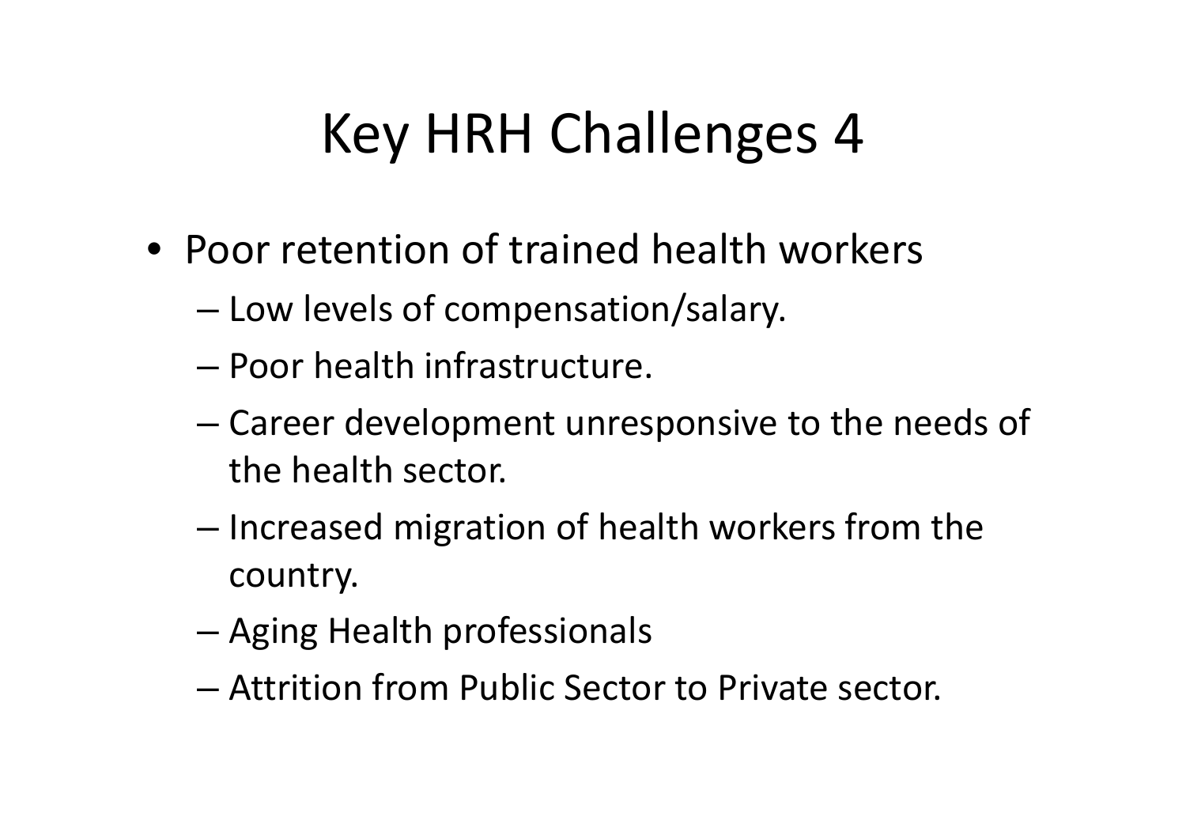# Key HRH Challenges 4

- Poor retention of trained health workers
  - Low levels of compensation/salary.
  - Poor health infrastructure.
  - Career development unresponsive to the needs of the health sector.
  - Increased migration of health workers from the country.
  - Aging Health professionals
  - Attrition from Public Sector to Private sector.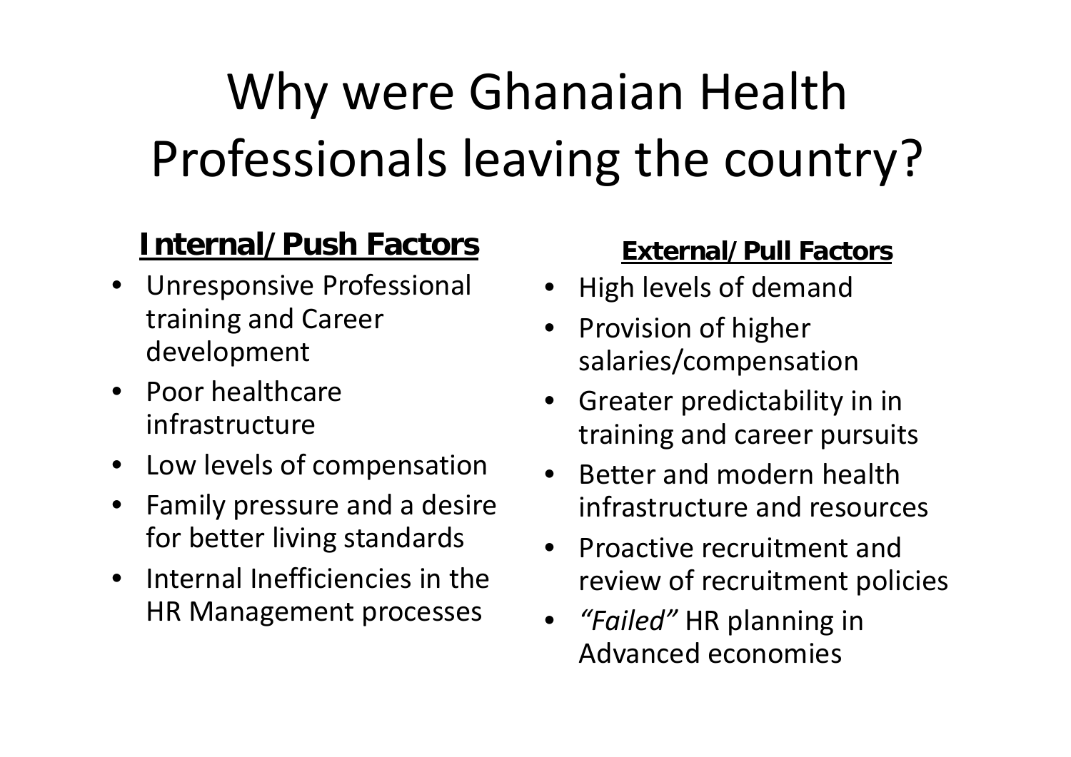# Why were Ghanaian Health Professionals leaving the country?

**Internal/Push Factors**

- Unresponsive Professional training and Career development
- Poor healthcare infrastructure
- Low levels of compensation
- Family pressure and a desire for better living standards
- Internal Inefficiencies in the HR Management processes

**External/Pull Factors**

- High levels of demand
- Provision of higher salaries/compensation
- Greater predictability in in training and career pursuits
- Better and modern health infrastructure and resources
- Proactive recruitment and review of recruitment policies
- *"Failed"* HR planning in Advanced economies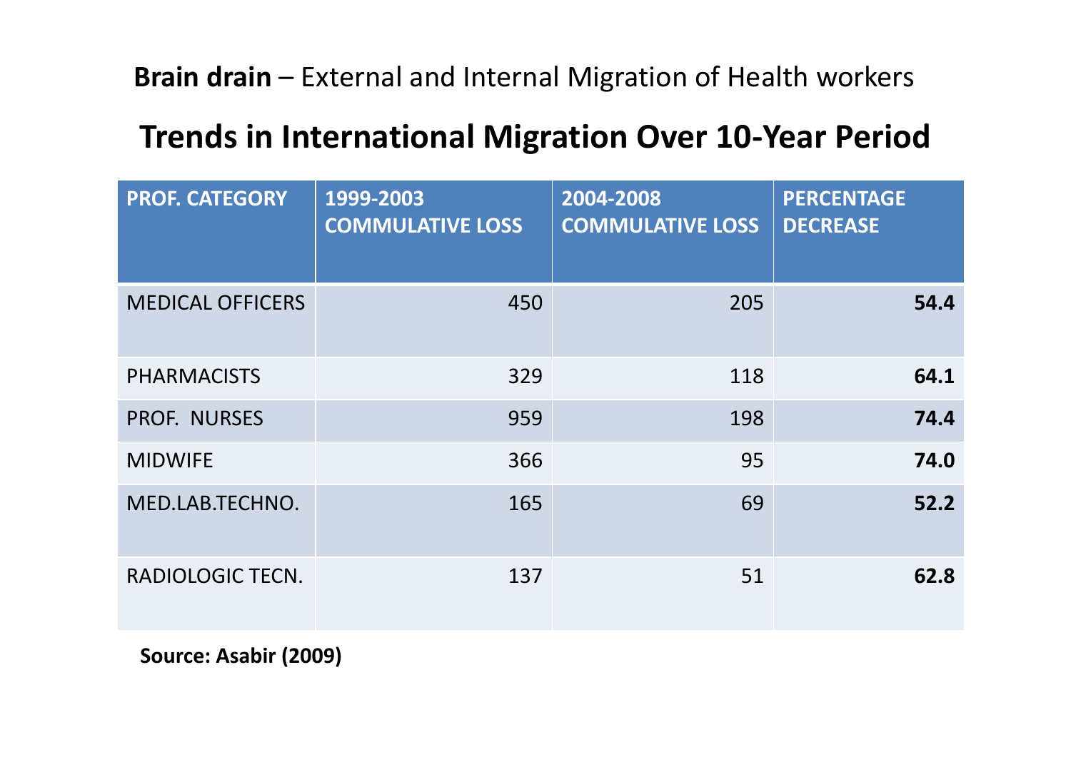**Brain drain** – External and Internal Migration of Health workers

# Trends in International Migration Over 10-Year Period

| PROF. CATEGORY | 1999-2003 COMMULATIVE LOSS | 2004-2008 COMMULATIVE LOSS | PERCENTAGE DECREASE |
|---|---|---|---|
| MEDICAL OFFICERS | 450 | 205 | **54.4** |
| PHARMACISTS | 329 | 118 | **64.1** |
| PROF. NURSES | 959 | 198 | **74.4** |
| MIDWIFE | 366 | 95 | **74.0** |
| MED.LAB.TECHNO. | 165 | 69 | **52.2** |
| RADIOLOGIC TECN. | 137 | 51 | **62.8** |

**Source: Asabir (2009)**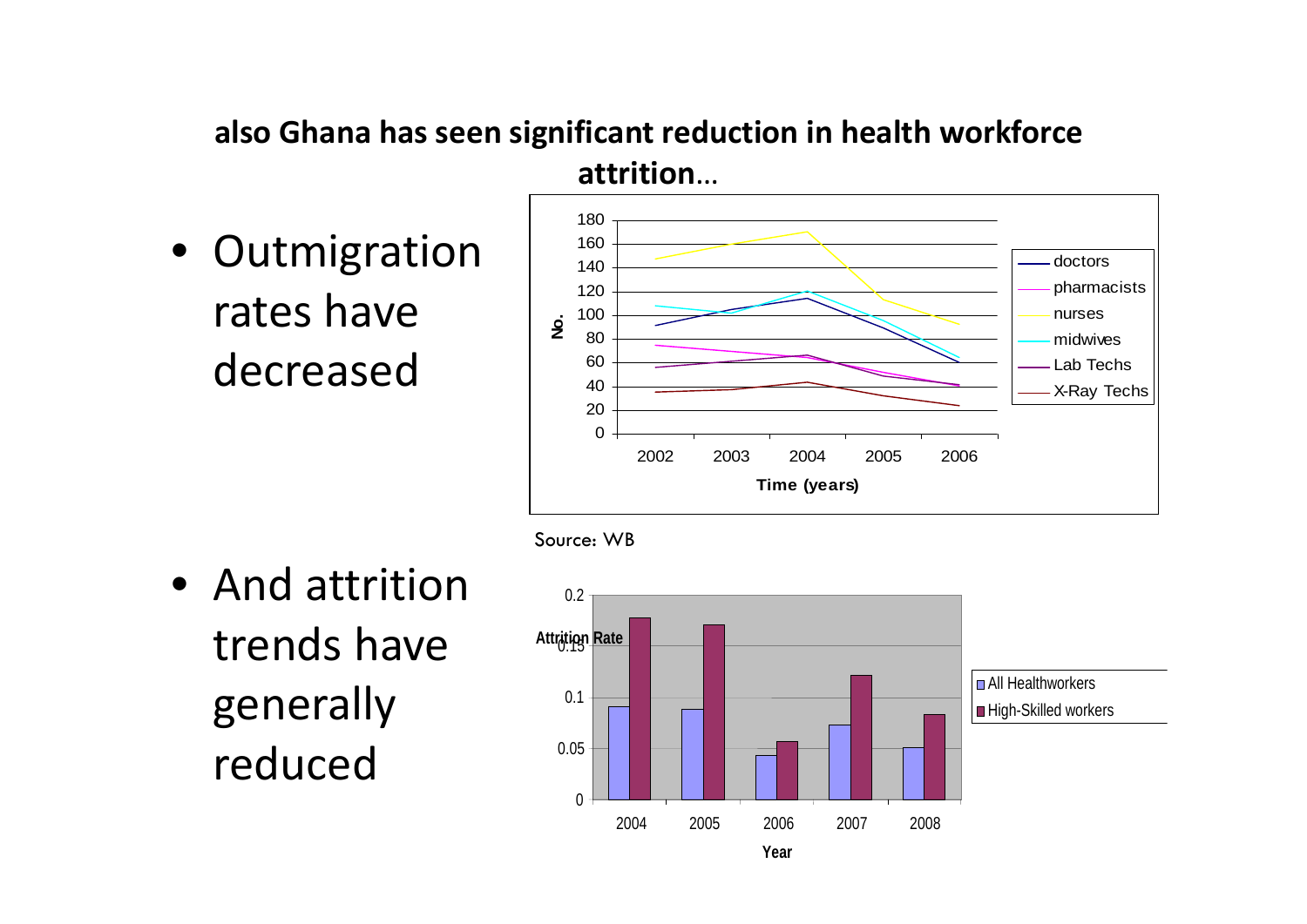## also Ghana has seen significant reduction in health workforce attrition…

- Outmigration rates have decreased

Source: WB

- And attrition trends have generally reduced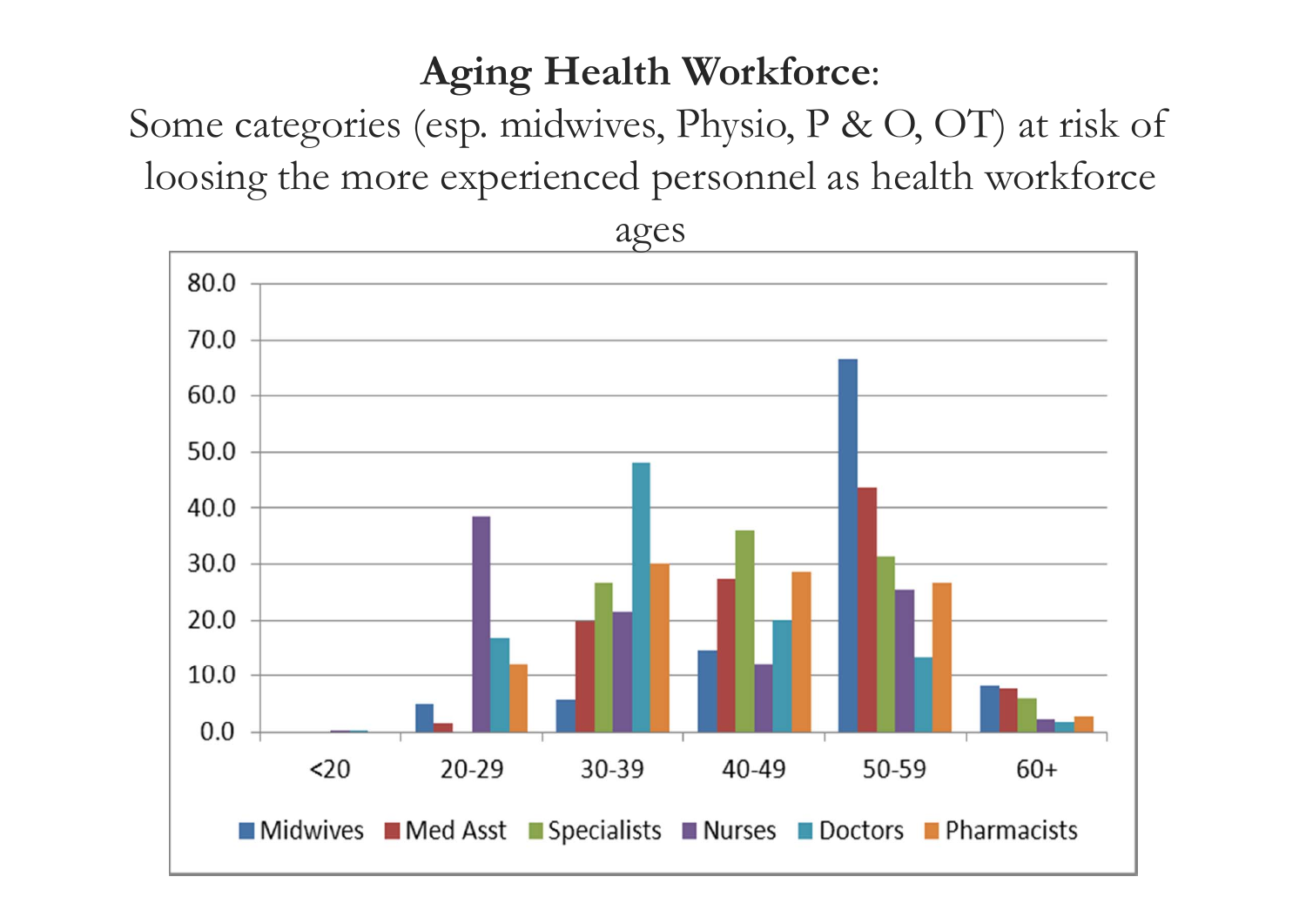**Aging Health Workforce**:

Some categories (esp. midwives, Physio, P & O, OT) at risk of loosing the more experienced personnel as health workforce ages

80.0
70.0
60.0
50.0
40.0
30.0
20.0
10.0
0.0

<20 20-29 30-39 40-49 50-59 60+

Midwives Med Asst Specialists Nurses Doctors Pharmacists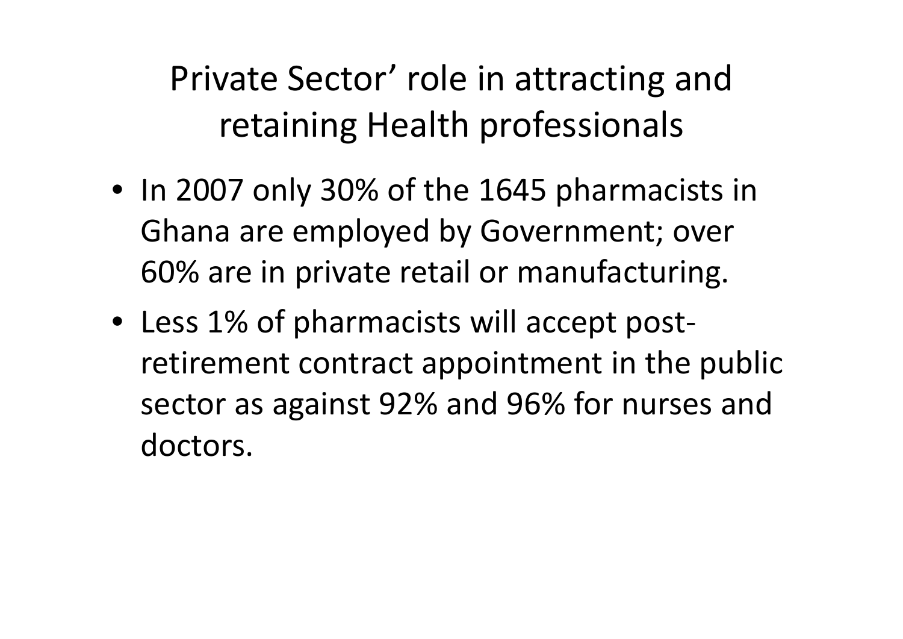# Private Sector' role in attracting and retaining Health professionals

- In 2007 only 30% of the 1645 pharmacists in Ghana are employed by Government; over 60% are in private retail or manufacturing.
- Less 1% of pharmacists will accept post-retirement contract appointment in the public sector as against 92% and 96% for nurses and doctors.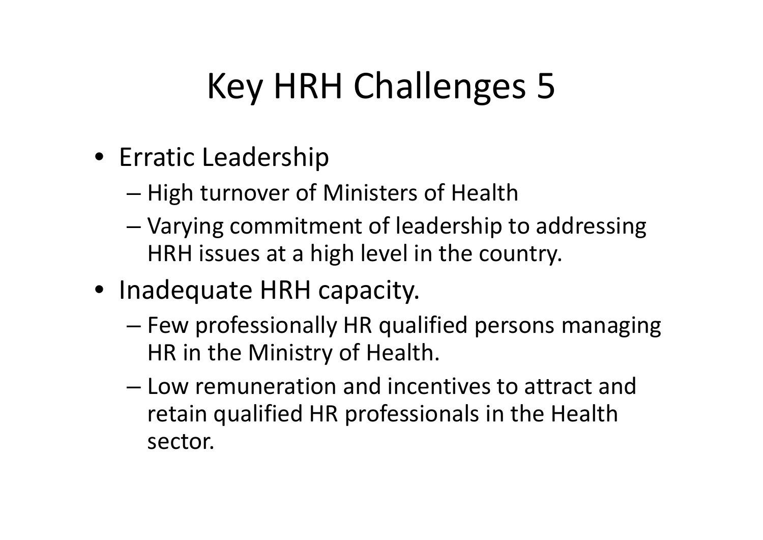# Key HRH Challenges 5

- Erratic Leadership
  - High turnover of Ministers of Health
  - Varying commitment of leadership to addressing HRH issues at a high level in the country.
- Inadequate HRH capacity.
  - Few professionally HR qualified persons managing HR in the Ministry of Health.
  - Low remuneration and incentives to attract and retain qualified HR professionals in the Health sector.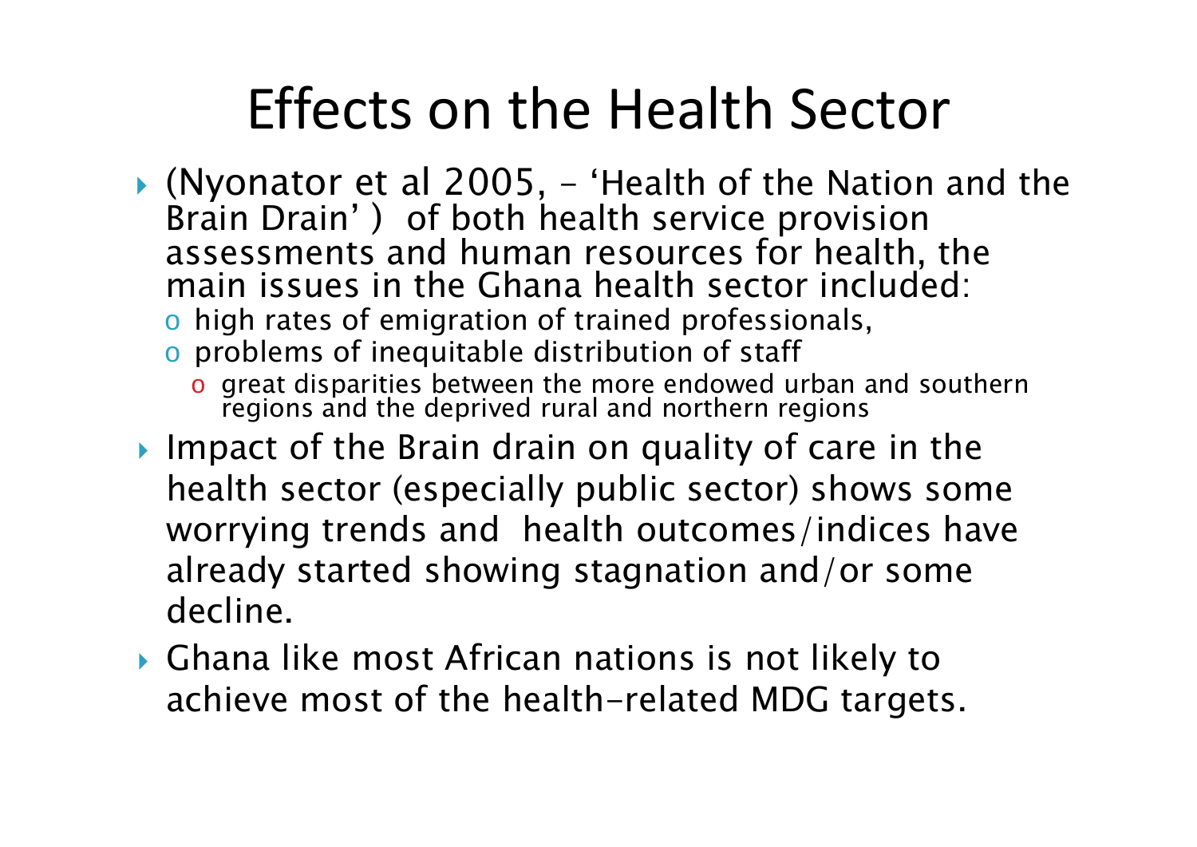# Effects on the Health Sector

- (Nyonator et al 2005, – 'Health of the Nation and the Brain Drain' ) of both health service provision assessments and human resources for health, the main issues in the Ghana health sector included:
  - high rates of emigration of trained professionals,
  - problems of inequitable distribution of staff
    - great disparities between the more endowed urban and southern regions and the deprived rural and northern regions
- Impact of the Brain drain on quality of care in the health sector (especially public sector) shows some worrying trends and health outcomes/indices have already started showing stagnation and/or some decline.
- Ghana like most African nations is not likely to achieve most of the health-related MDG targets.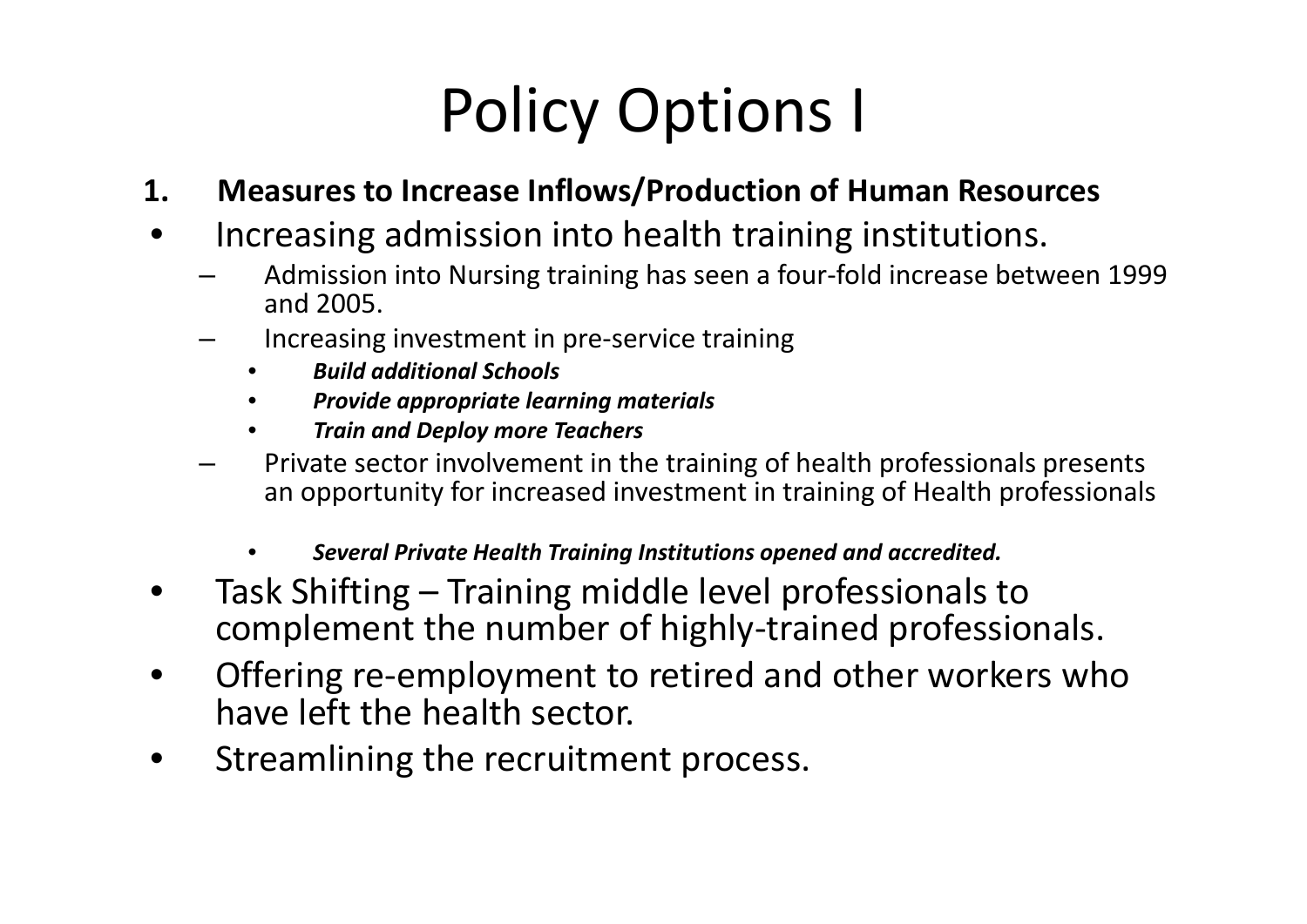# Policy Options I

1. **Measures to Increase Inflows/Production of Human Resources**

- Increasing admission into health training institutions.
  - Admission into Nursing training has seen a four-fold increase between 1999 and 2005.
  - Increasing investment in pre-service training
    - ***Build additional Schools***
    - ***Provide appropriate learning materials***
    - ***Train and Deploy more Teachers***
  - Private sector involvement in the training of health professionals presents an opportunity for increased investment in training of Health professionals
    - ***Several Private Health Training Institutions opened and accredited.***
- Task Shifting – Training middle level professionals to complement the number of highly-trained professionals.
- Offering re-employment to retired and other workers who have left the health sector.
- Streamlining the recruitment process.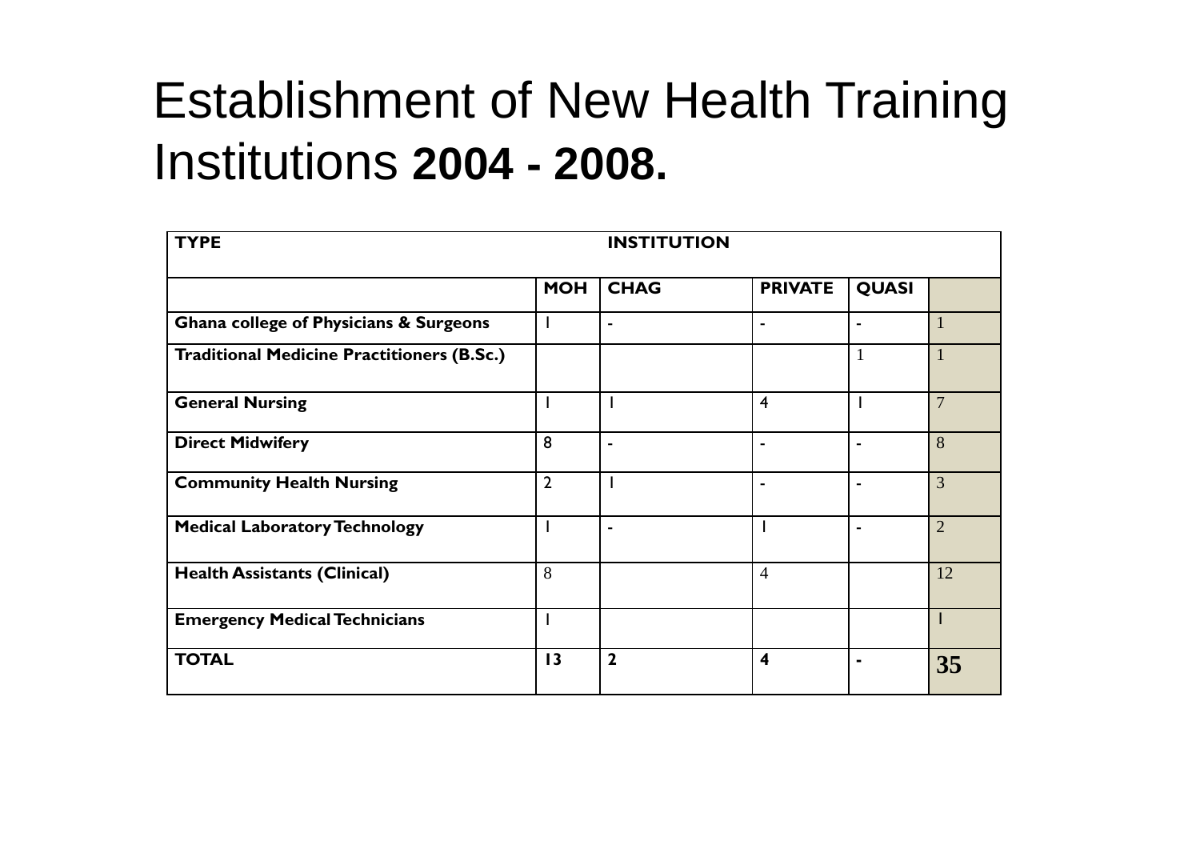# Establishment of New Health Training Institutions **2004 - 2008.**

| TYPE | INSTITUTION | | | | |
|---|---|---|---|---|---|
| | **MOH** | **CHAG** | **PRIVATE** | **QUASI** | |
| **Ghana college of Physicians & Surgeons** | 1 | - | - | - | 1 |
| **Traditional Medicine Practitioners (B.Sc.)** | | | | 1 | 1 |
| **General Nursing** | 1 | 1 | 4 | 1 | 7 |
| **Direct Midwifery** | 8 | - | - | - | 8 |
| **Community Health Nursing** | 2 | 1 | - | - | 3 |
| **Medical Laboratory Technology** | 1 | - | 1 | - | 2 |
| **Health Assistants (Clinical)** | 8 | | 4 | | 12 |
| **Emergency Medical Technicians** | 1 | | | | 1 |
| **TOTAL** | **13** | **2** | **4** | **-** | **35** |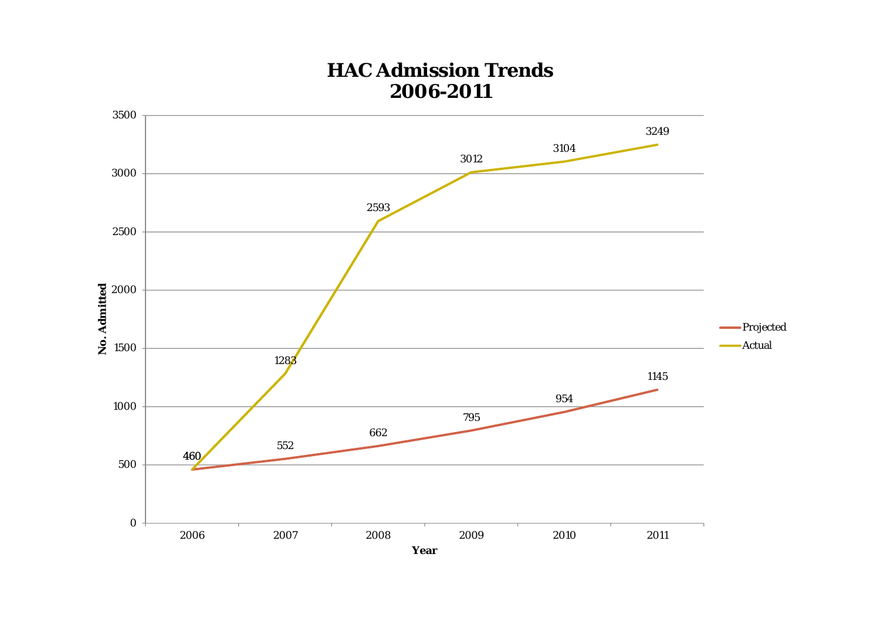# HAC Admission Trends
# 2006-2011

| Year | Projected | Actual |
|---|---|---|
| 2006 | 460 | 460 |
| 2007 | 552 | 1283 |
| 2008 | 662 | 2593 |
| 2009 | 795 | 3012 |
| 2010 | 954 | 3104 |
| 2011 | 1145 | 3249 |

No. Admitted

Year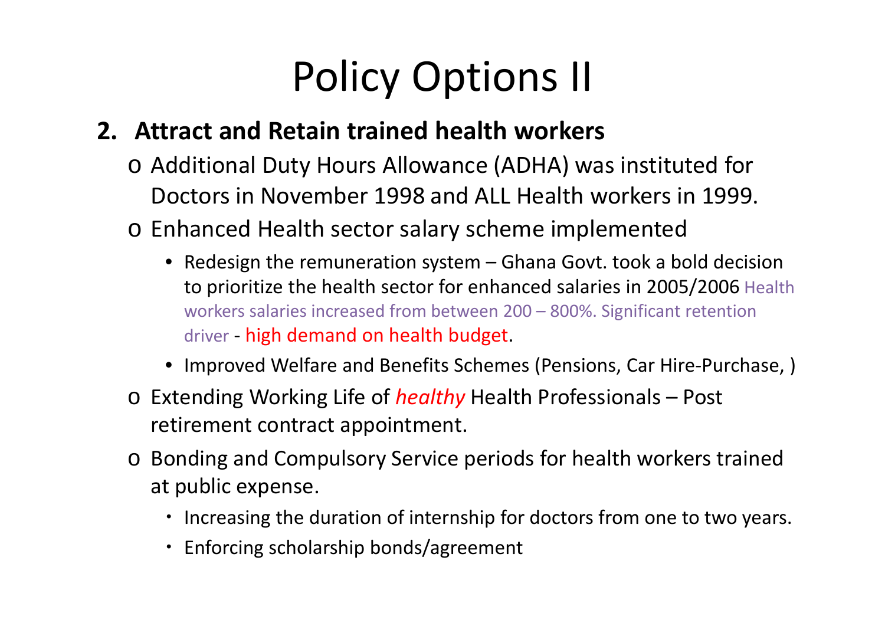# Policy Options II

**2. Attract and Retain trained health workers**

- Additional Duty Hours Allowance (ADHA) was instituted for Doctors in November 1998 and ALL Health workers in 1999.
- Enhanced Health sector salary scheme implemented
  - Redesign the remuneration system – Ghana Govt. took a bold decision to prioritize the health sector for enhanced salaries in 2005/2006 Health workers salaries increased from between 200 – 800%. Significant retention driver - high demand on health budget.
  - Improved Welfare and Benefits Schemes (Pensions, Car Hire-Purchase, )
- Extending Working Life of *healthy* Health Professionals – Post retirement contract appointment.
- Bonding and Compulsory Service periods for health workers trained at public expense.
  - Increasing the duration of internship for doctors from one to two years.
  - Enforcing scholarship bonds/agreement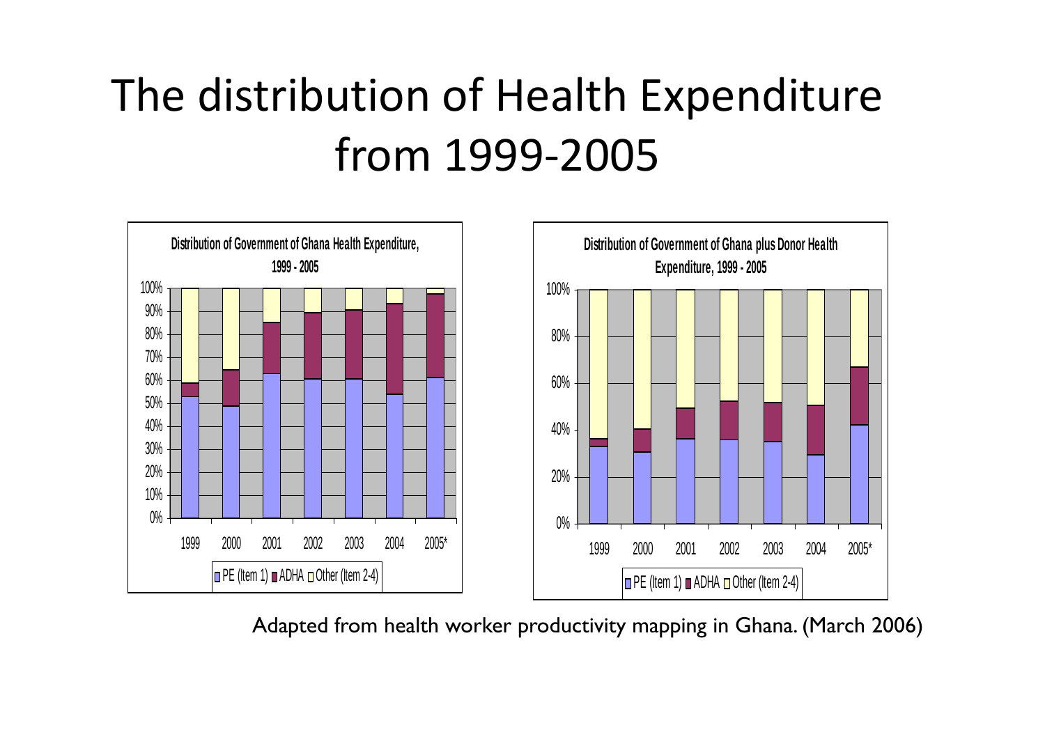# The distribution of Health Expenditure from 1999-2005

**Distribution of Government of Ghana Health Expenditure, 1999 - 2005**

PE (Item 1) | ADHA | Other (Item 2-4)

**Distribution of Government of Ghana plus Donor Health Expenditure, 1999 - 2005**

PE (Item 1) | ADHA | Other (Item 2-4)

Adapted from health worker productivity mapping in Ghana. (March 2006)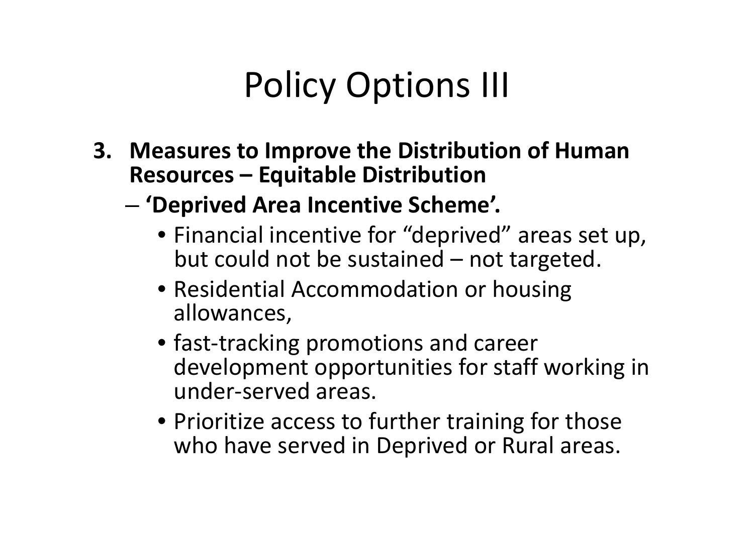# Policy Options III

3. **Measures to Improve the Distribution of Human Resources – Equitable Distribution**
   - **'Deprived Area Incentive Scheme'.**
     - Financial incentive for "deprived" areas set up, but could not be sustained – not targeted.
     - Residential Accommodation or housing allowances,
     - fast-tracking promotions and career development opportunities for staff working in under-served areas.
     - Prioritize access to further training for those who have served in Deprived or Rural areas.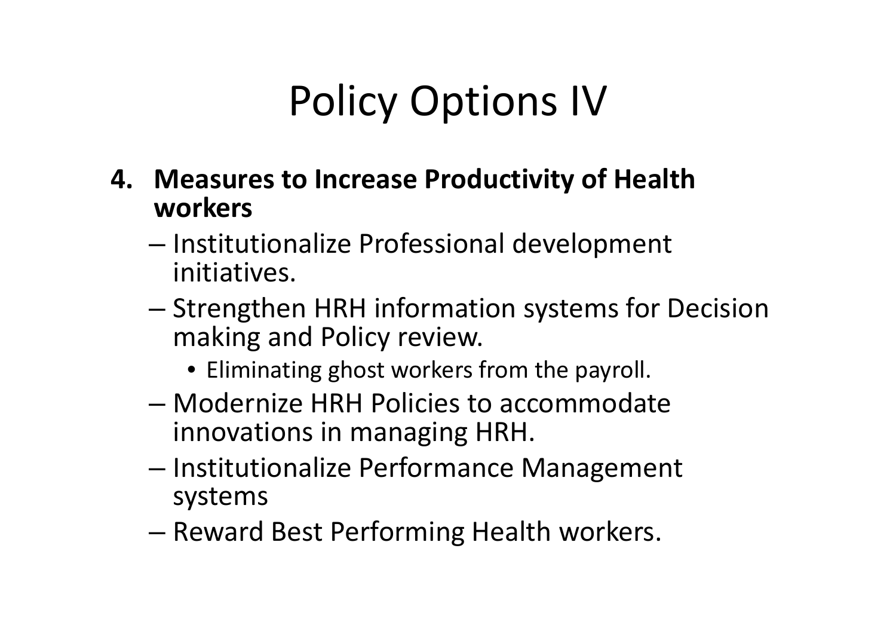# Policy Options IV

**4. Measures to Increase Productivity of Health workers**

- Institutionalize Professional development initiatives.
- Strengthen HRH information systems for Decision making and Policy review.
  - Eliminating ghost workers from the payroll.
- Modernize HRH Policies to accommodate innovations in managing HRH.
- Institutionalize Performance Management systems
- Reward Best Performing Health workers.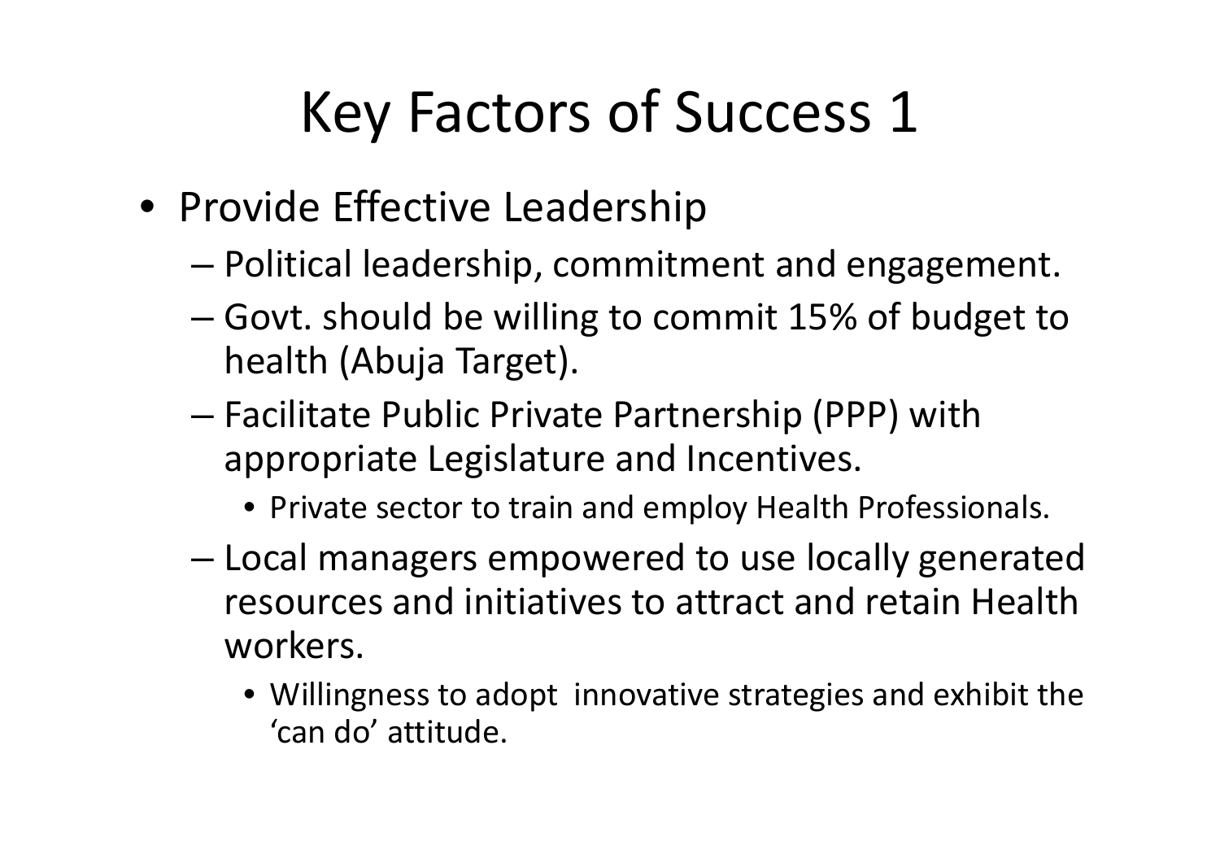# Key Factors of Success 1

- Provide Effective Leadership
  - Political leadership, commitment and engagement.
  - Govt. should be willing to commit 15% of budget to health (Abuja Target).
  - Facilitate Public Private Partnership (PPP) with appropriate Legislature and Incentives.
    - Private sector to train and employ Health Professionals.
  - Local managers empowered to use locally generated resources and initiatives to attract and retain Health workers.
    - Willingness to adopt innovative strategies and exhibit the 'can do' attitude.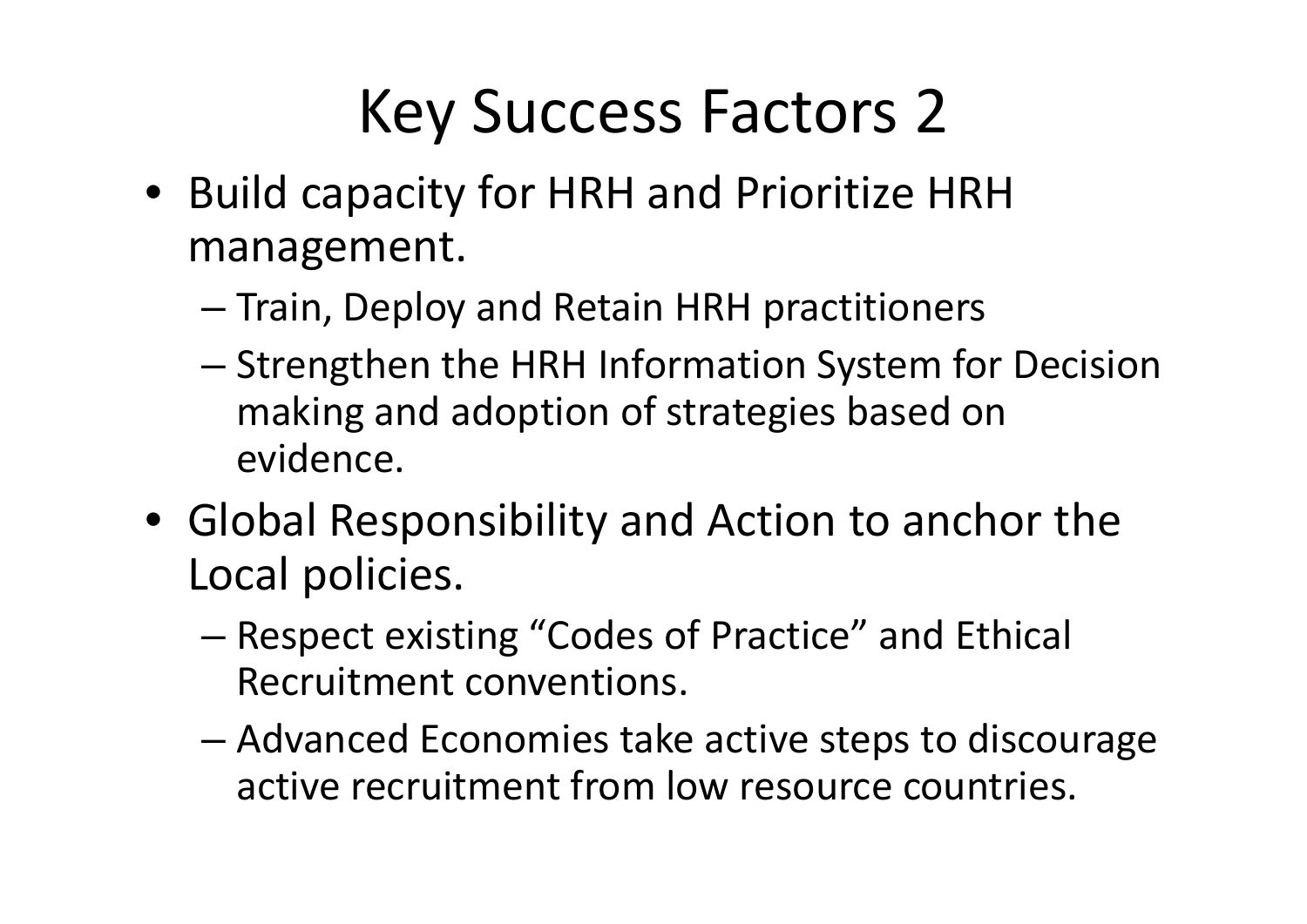# Key Success Factors 2

- Build capacity for HRH and Prioritize HRH management.
  - Train, Deploy and Retain HRH practitioners
  - Strengthen the HRH Information System for Decision making and adoption of strategies based on evidence.
- Global Responsibility and Action to anchor the Local policies.
  - Respect existing "Codes of Practice" and Ethical Recruitment conventions.
  - Advanced Economies take active steps to discourage active recruitment from low resource countries.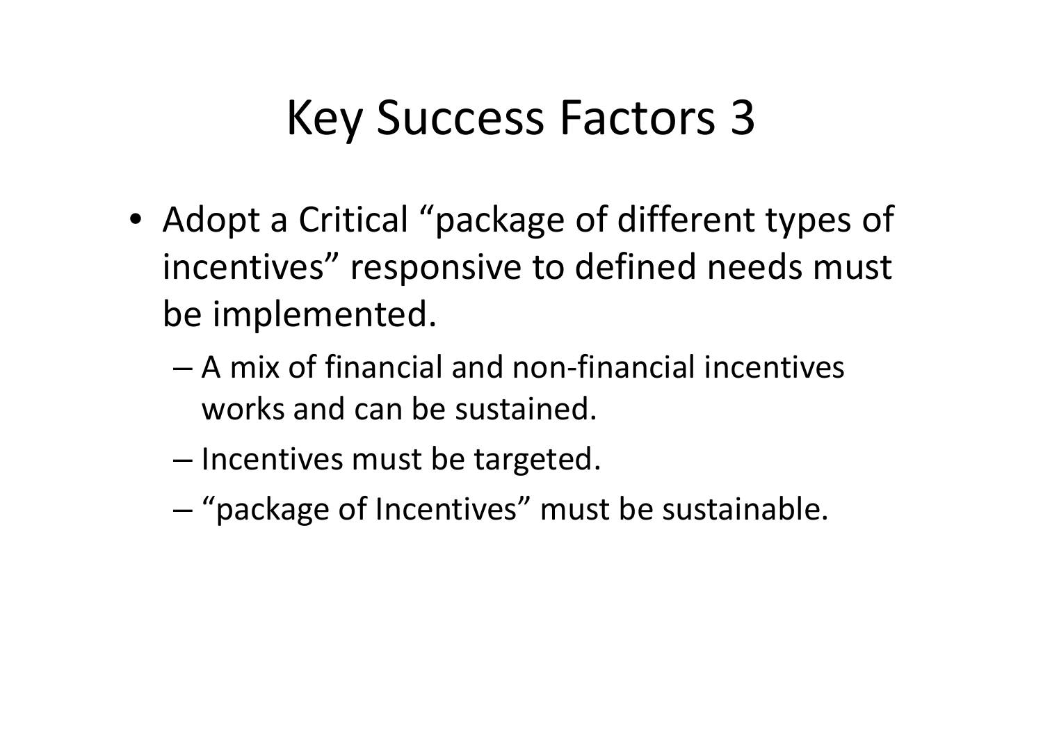# Key Success Factors 3

- Adopt a Critical “package of different types of incentives” responsive to defined needs must be implemented.
  - A mix of financial and non-financial incentives works and can be sustained.
  - Incentives must be targeted.
  - “package of Incentives” must be sustainable.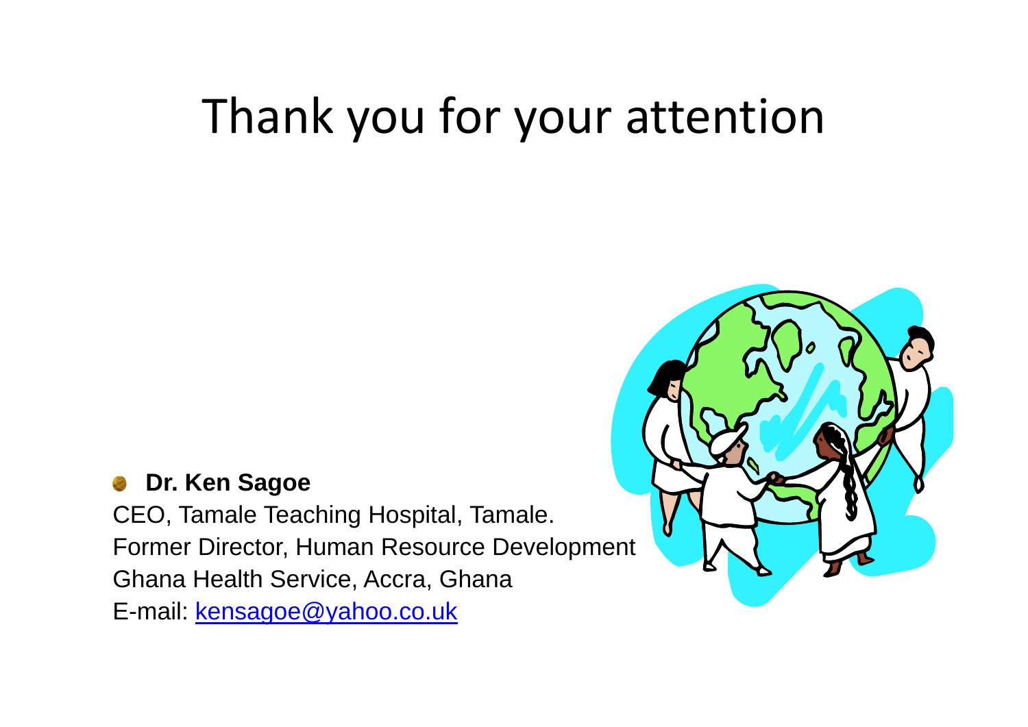# Thank you for your attention

- **Dr. Ken Sagoe**

CEO, Tamale Teaching Hospital, Tamale.
Former Director, Human Resource Development
Ghana Health Service, Accra, Ghana
E-mail: kensagoe@yahoo.co.uk